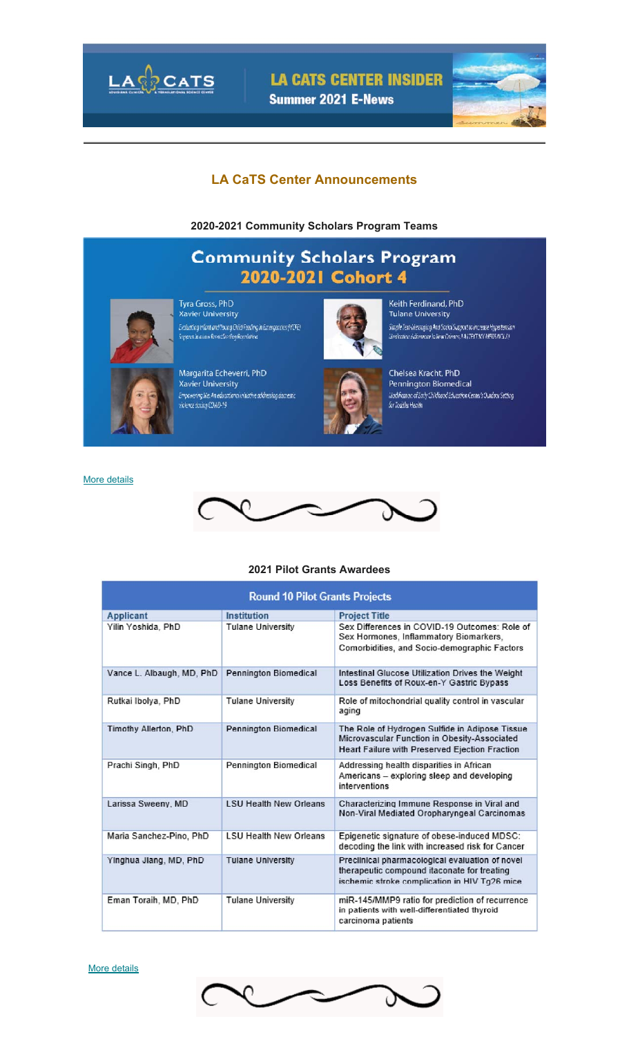# LA CATS CENTER INSIDER

**Summer 2021 E-News**

## LA CaTS Center Announcements

### 2020-2021 Community Scholars Program Teams

**Community Scholars Program**
**2020-2021 Cohort 4**

Tyra Gross, PhD
Xavier University
*Evaluating Infant and Young Child Feeding in Emergencies (IYCF-E) Support in a Low Breastfeeding Population*

Keith Ferdinand, PhD
Tulane University
*Simple Text-Messaging And Social Support to Increase Hypertension Medication Adherence in New Orleans (ALERT-TXT-NEW ORLEANS)*

Margarita Echeverri, PhD
Xavier University
*Empowering Me: An educational initiative addressing domestic violence during COVID-19*

Chelsea Kracht, PhD
Pennington Biomedical
*Modification of Early Childhood Education Center's Outdoor Setting for Toddler Health*

More details

### 2021 Pilot Grants Awardees

**Round 10 Pilot Grants Projects**

| Applicant | Institution | Project Title |
|---|---|---|
| Yilin Yoshida, PhD | Tulane University | Sex Differences in COVID-19 Outcomes: Role of Sex Hormones, Inflammatory Biomarkers, Comorbidities, and Socio-demographic Factors |
| Vance L. Albaugh, MD, PhD | Pennington Biomedical | Intestinal Glucose Utilization Drives the Weight Loss Benefits of Roux-en-Y Gastric Bypass |
| Rutkai Ibolya, PhD | Tulane University | Role of mitochondrial quality control in vascular aging |
| Timothy Allerton, PhD | Pennington Biomedical | The Role of Hydrogen Sulfide in Adipose Tissue Microvascular Function in Obesity-Associated Heart Failure with Preserved Ejection Fraction |
| Prachi Singh, PhD | Pennington Biomedical | Addressing health disparities in African Americans – exploring sleep and developing interventions |
| Larissa Sweeny, MD | LSU Health New Orleans | Characterizing Immune Response in Viral and Non-Viral Mediated Oropharyngeal Carcinomas |
| Maria Sanchez-Pino, PhD | LSU Health New Orleans | Epigenetic signature of obese-induced MDSC: decoding the link with increased risk for Cancer |
| Yinghua Jiang, MD, PhD | Tulane University | Preclinical pharmacological evaluation of novel therapeutic compound itaconate for treating ischemic stroke complication in HIV Tg26 mice |
| Eman Toraih, MD, PhD | Tulane University | miR-145/MMP9 ratio for prediction of recurrence in patients with well-differentiated thyroid carcinoma patients |

More details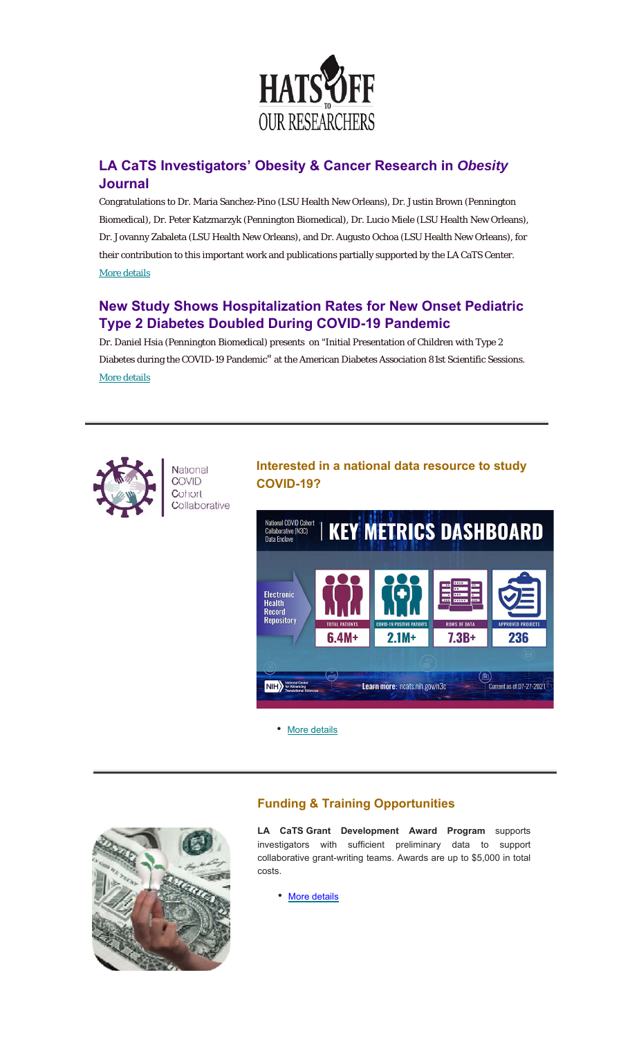# HATS OFF TO OUR RESEARCHERS

## LA CaTS Investigators' Obesity & Cancer Research in *Obesity* Journal

Congratulations to Dr. Maria Sanchez-Pino (LSU Health New Orleans), Dr. Justin Brown (Pennington Biomedical), Dr. Peter Katzmarzyk (Pennington Biomedical), Dr. Lucio Miele (LSU Health New Orleans), Dr. Jovanny Zabaleta (LSU Health New Orleans), and Dr. Augusto Ochoa (LSU Health New Orleans), for their contribution to this important work and publications partially supported by the LA CaTS Center.

More details

## New Study Shows Hospitalization Rates for New Onset Pediatric Type 2 Diabetes Doubled During COVID-19 Pandemic

Dr. Daniel Hsia (Pennington Biomedical) presents on "Initial Presentation of Children with Type 2 Diabetes during the COVID-19 Pandemic" at the American Diabetes Association 81st Scientific Sessions.

More details

---

National COVID Cohort Collaborative

## Interested in a national data resource to study COVID-19?

National COVID Cohort Collaborative (N3C) Data Enclave | KEY METRICS DASHBOARD

Electronic Health Record Repository

| TOTAL PATIENTS | COVID-19 POSITIVE PATIENTS | ROWS OF DATA | APPROVED PROJECTS |
|---|---|---|---|
| 6.4M+ | 2.1M+ | 7.3B+ | 236 |

Learn more: ncats.nih.gov/n3c — Current as of 07-27-2021

- More details

---

## Funding & Training Opportunities

**LA CaTS Grant Development Award Program** supports investigators with sufficient preliminary data to support collaborative grant-writing teams. Awards are up to $5,000 in total costs.

- More details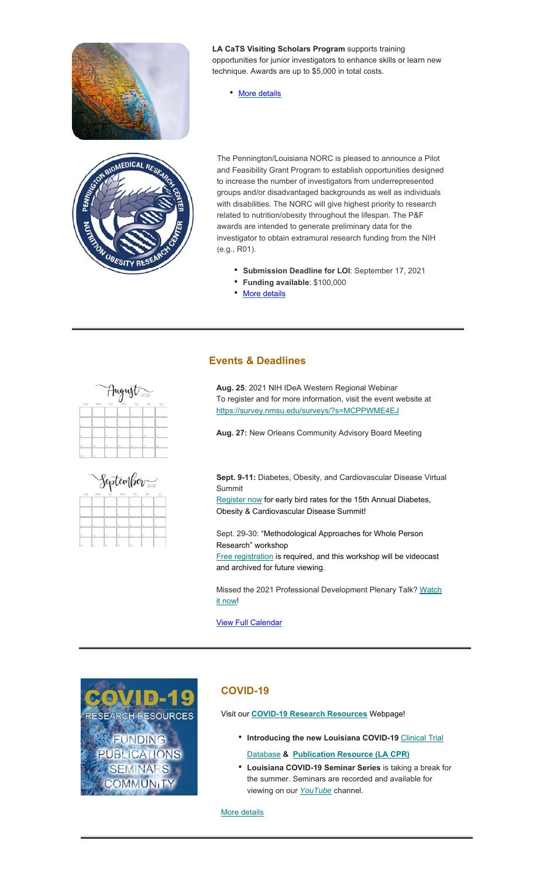**LA CaTS Visiting Scholars Program** supports training opportunities for junior investigators to enhance skills or learn new technique. Awards are up to $5,000 in total costs.

- More details

The Pennington/Louisiana NORC is pleased to announce a Pilot and Feasibility Grant Program to establish opportunities designed to increase the number of investigators from underrepresented groups and/or disadvantaged backgrounds as well as individuals with disabilities. The NORC will give highest priority to research related to nutrition/obesity throughout the lifespan. The P&F awards are intended to generate preliminary data for the investigator to obtain extramural research funding from the NIH (e.g., R01).

- **Submission Deadline for LOI**: September 17, 2021
- **Funding available**: $100,000
- More details

## Events & Deadlines

**Aug. 25**: 2021 NIH IDeA Western Regional Webinar
To register and for more information, visit the event website at https://survey.nmsu.edu/surveys/?s=MCPPWME4EJ

**Aug. 27:** New Orleans Community Advisory Board Meeting

**Sept. 9-11:** Diabetes, Obesity, and Cardiovascular Disease Virtual Summit
Register now for early bird rates for the 15th Annual Diabetes, Obesity & Cardiovascular Disease Summit!

Sept. 29-30: "Methodological Approaches for Whole Person Research" workshop
Free registration is required, and this workshop will be videocast and archived for future viewing.

Missed the 2021 Professional Development Plenary Talk? Watch it now!

View Full Calendar

## COVID-19

Visit our **COVID-19 Research Resources** Webpage!

- **Introducing the new Louisiana COVID-19** Clinical Trial Database **& Publication Resource (LA CPR)**
- **Louisiana COVID-19 Seminar Series** is taking a break for the summer. Seminars are recorded and available for viewing on our *YouTube* channel.

More details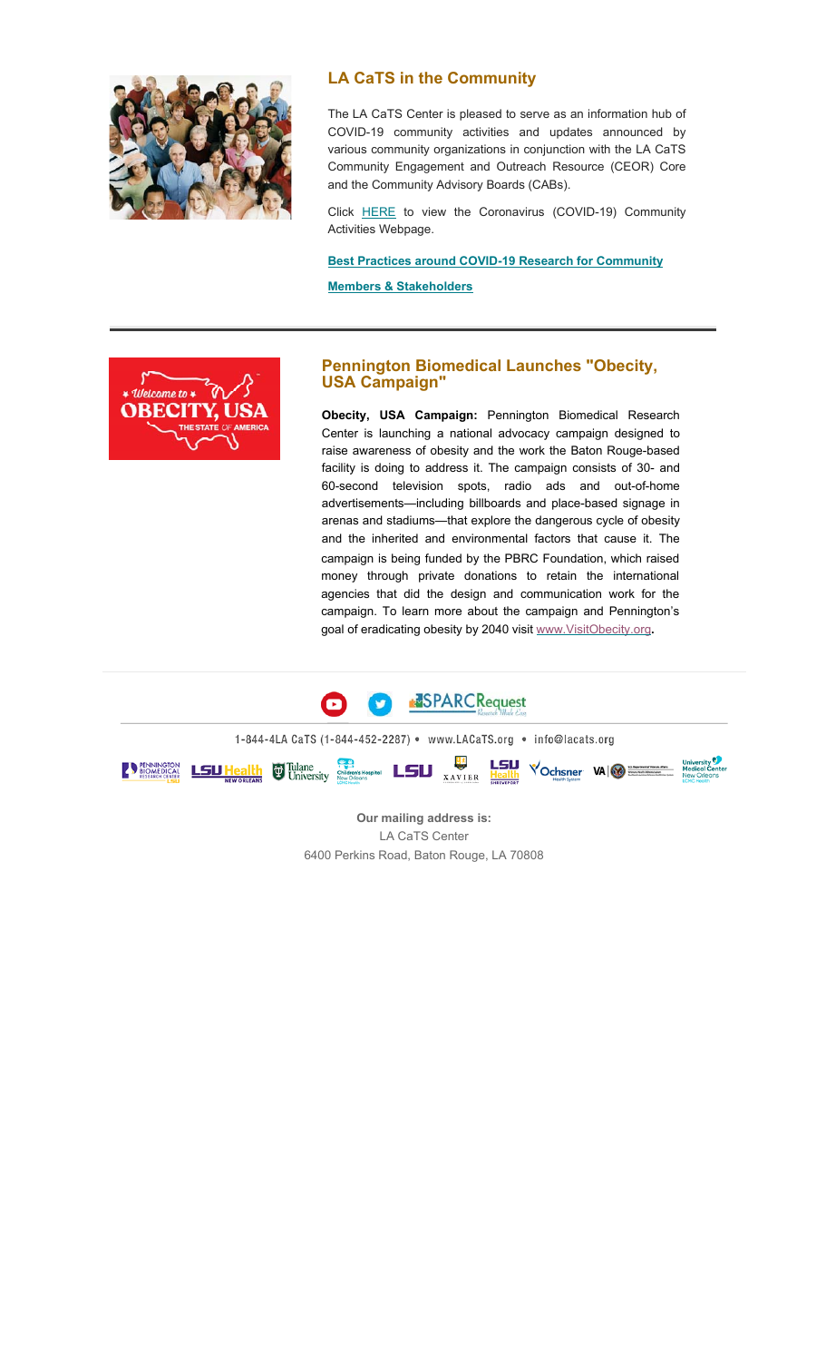## LA CaTS in the Community

The LA CaTS Center is pleased to serve as an information hub of COVID-19 community activities and updates announced by various community organizations in conjunction with the LA CaTS Community Engagement and Outreach Resource (CEOR) Core and the Community Advisory Boards (CABs).

Click HERE to view the Coronavirus (COVID-19) Community Activities Webpage.

**Best Practices around COVID-19 Research for Community Members & Stakeholders**

---

## Pennington Biomedical Launches "Obecity, USA Campaign"

**Obecity, USA Campaign:** Pennington Biomedical Research Center is launching a national advocacy campaign designed to raise awareness of obesity and the work the Baton Rouge-based facility is doing to address it. The campaign consists of 30- and 60-second television spots, radio ads and out-of-home advertisements—including billboards and place-based signage in arenas and stadiums—that explore the dangerous cycle of obesity and the inherited and environmental factors that cause it. The campaign is being funded by the PBRC Foundation, which raised money through private donations to retain the international agencies that did the design and communication work for the campaign. To learn more about the campaign and Pennington's goal of eradicating obesity by 2040 visit www.VisitObecity.org.

---

1-844-4LA CaTS (1-844-452-2287) • www.LACaTS.org • info@lacats.org

**Our mailing address is:**
LA CaTS Center
6400 Perkins Road, Baton Rouge, LA 70808